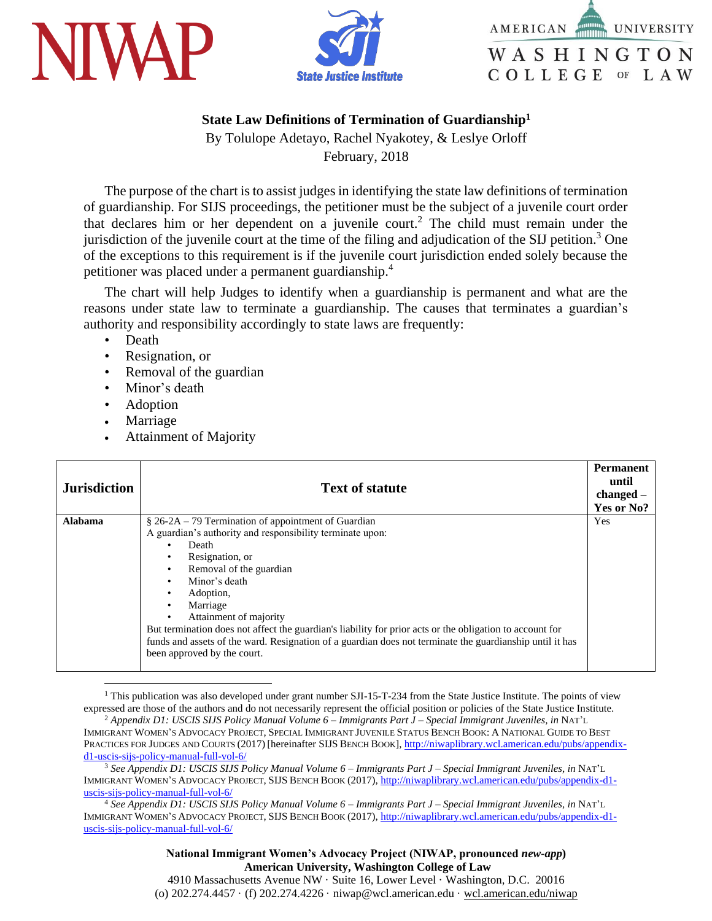NIWAP · State Justice Institute · American University Washington College of Law

# State Law Definitions of Termination of Guardianship[1]

By Tolulope Adetayo, Rachel Nyakotey, & Leslye Orloff

February, 2018

The purpose of the chart is to assist judges in identifying the state law definitions of termination of guardianship. For SIJS proceedings, the petitioner must be the subject of a juvenile court order that declares him or her dependent on a juvenile court.[2] The child must remain under the jurisdiction of the juvenile court at the time of the filing and adjudication of the SIJ petition.[3] One of the exceptions to this requirement is if the juvenile court jurisdiction ended solely because the petitioner was placed under a permanent guardianship.[4]

The chart will help Judges to identify when a guardianship is permanent and what are the reasons under state law to terminate a guardianship. The causes that terminates a guardian's authority and responsibility accordingly to state laws are frequently:

- Death
- Resignation, or
- Removal of the guardian
- Minor's death
- Adoption
- Marriage
- Attainment of Majority

| Jurisdiction | Text of statute | Permanent until changed – Yes or No? |
|---|---|---|
| **Alabama** | § 26-2A – 79 Termination of appointment of Guardian<br>A guardian's authority and responsibility terminate upon:<br>• Death<br>• Resignation, or<br>• Removal of the guardian<br>• Minor's death<br>• Adoption,<br>• Marriage<br>• Attainment of majority<br>But termination does not affect the guardian's liability for prior acts or the obligation to account for funds and assets of the ward. Resignation of a guardian does not terminate the guardianship until it has been approved by the court. | Yes |

[1] This publication was also developed under grant number SJI-15-T-234 from the State Justice Institute. The points of view expressed are those of the authors and do not necessarily represent the official position or policies of the State Justice Institute.

[2] *Appendix D1: USCIS SIJS Policy Manual Volume 6 – Immigrants Part J – Special Immigrant Juveniles, in* NAT'L IMMIGRANT WOMEN'S ADVOCACY PROJECT, SPECIAL IMMIGRANT JUVENILE STATUS BENCH BOOK: A NATIONAL GUIDE TO BEST PRACTICES FOR JUDGES AND COURTS (2017) [hereinafter SIJS BENCH BOOK], http://niwaplibrary.wcl.american.edu/pubs/appendix-d1-uscis-sijs-policy-manual-full-vol-6/

[3] *See Appendix D1: USCIS SIJS Policy Manual Volume 6 – Immigrants Part J – Special Immigrant Juveniles, in* NAT'L IMMIGRANT WOMEN'S ADVOCACY PROJECT, SIJS BENCH BOOK (2017), http://niwaplibrary.wcl.american.edu/pubs/appendix-d1-uscis-sijs-policy-manual-full-vol-6/

[4] *See Appendix D1: USCIS SIJS Policy Manual Volume 6 – Immigrants Part J – Special Immigrant Juveniles, in* NAT'L IMMIGRANT WOMEN'S ADVOCACY PROJECT, SIJS BENCH BOOK (2017), http://niwaplibrary.wcl.american.edu/pubs/appendix-d1-uscis-sijs-policy-manual-full-vol-6/

**National Immigrant Women's Advocacy Project (NIWAP, pronounced *new-app*)**
**American University, Washington College of Law**
4910 Massachusetts Avenue NW · Suite 16, Lower Level · Washington, D.C. 20016
(o) 202.274.4457 · (f) 202.274.4226 · niwap@wcl.american.edu · wcl.american.edu/niwap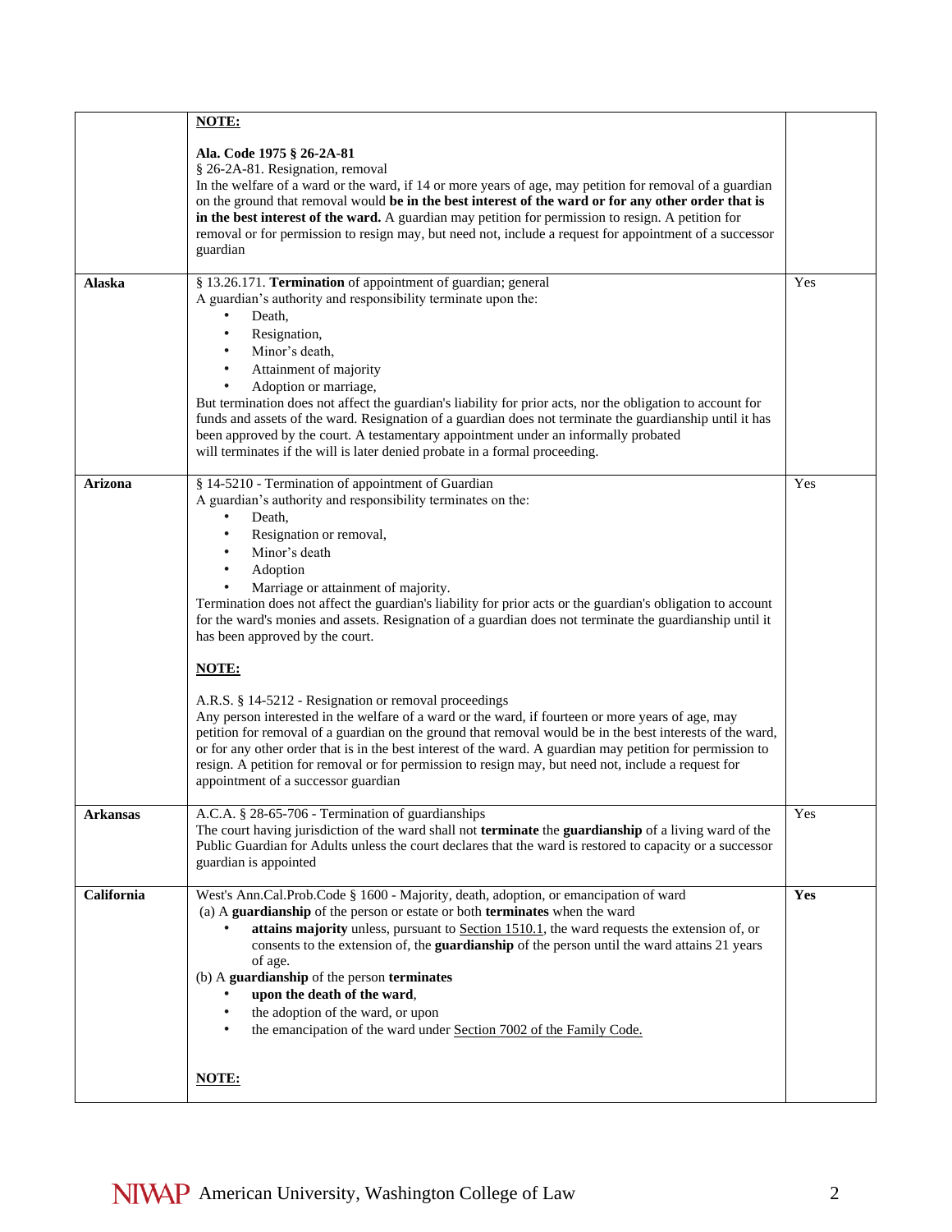| | | |
|---|---|---|
| | **NOTE:**<br><br>**Ala. Code 1975 § 26-2A-81**<br>§ 26-2A-81. Resignation, removal<br>In the welfare of a ward or the ward, if 14 or more years of age, may petition for removal of a guardian on the ground that removal would **be in the best interest of the ward or for any other order that is in the best interest of the ward.** A guardian may petition for permission to resign. A petition for removal or for permission to resign may, but need not, include a request for appointment of a successor guardian | |
| **Alaska** | § 13.26.171. **Termination** of appointment of guardian; general<br>A guardian's authority and responsibility terminate upon the:<br>• Death,<br>• Resignation,<br>• Minor's death,<br>• Attainment of majority<br>• Adoption or marriage,<br>But termination does not affect the guardian's liability for prior acts, nor the obligation to account for funds and assets of the ward. Resignation of a guardian does not terminate the guardianship until it has been approved by the court. A testamentary appointment under an informally probated will terminates if the will is later denied probate in a formal proceeding. | Yes |
| **Arizona** | § 14-5210 - Termination of appointment of Guardian<br>A guardian's authority and responsibility terminates on the:<br>• Death,<br>• Resignation or removal,<br>• Minor's death<br>• Adoption<br>• Marriage or attainment of majority.<br>Termination does not affect the guardian's liability for prior acts or the guardian's obligation to account for the ward's monies and assets. Resignation of a guardian does not terminate the guardianship until it has been approved by the court.<br><br>**NOTE:**<br><br>A.R.S. § 14-5212 - Resignation or removal proceedings<br>Any person interested in the welfare of a ward or the ward, if fourteen or more years of age, may petition for removal of a guardian on the ground that removal would be in the best interests of the ward, or for any other order that is in the best interest of the ward. A guardian may petition for permission to resign. A petition for removal or for permission to resign may, but need not, include a request for appointment of a successor guardian | Yes |
| **Arkansas** | A.C.A. § 28-65-706 - Termination of guardianships<br>The court having jurisdiction of the ward shall not **terminate** the **guardianship** of a living ward of the Public Guardian for Adults unless the court declares that the ward is restored to capacity or a successor guardian is appointed | Yes |
| **California** | West's Ann.Cal.Prob.Code § 1600 - Majority, death, adoption, or emancipation of ward<br>(a) A **guardianship** of the person or estate or both **terminates** when the ward<br>• **attains majority** unless, pursuant to Section 1510.1, the ward requests the extension of, or consents to the extension of, the **guardianship** of the person until the ward attains 21 years of age.<br>(b) A **guardianship** of the person **terminates**<br>• **upon the death of the ward**,<br>• the adoption of the ward, or upon<br>• the emancipation of the ward under Section 7002 of the Family Code.<br><br>**NOTE:** | **Yes** |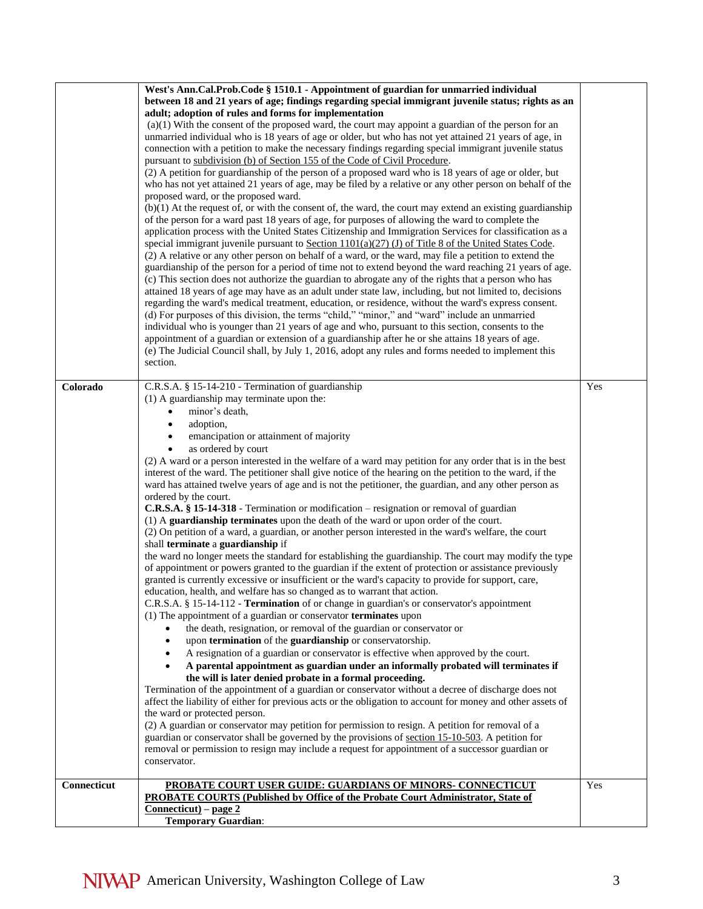| | | |
|---|---|---|
| | **West's Ann.Cal.Prob.Code § 1510.1 - Appointment of guardian for unmarried individual between 18 and 21 years of age; findings regarding special immigrant juvenile status; rights as an adult; adoption of rules and forms for implementation**<br>(a)(1) With the consent of the proposed ward, the court may appoint a guardian of the person for an unmarried individual who is 18 years of age or older, but who has not yet attained 21 years of age, in connection with a petition to make the necessary findings regarding special immigrant juvenile status pursuant to subdivision (b) of Section 155 of the Code of Civil Procedure.<br>(2) A petition for guardianship of the person of a proposed ward who is 18 years of age or older, but who has not yet attained 21 years of age, may be filed by a relative or any other person on behalf of the proposed ward, or the proposed ward.<br>(b)(1) At the request of, or with the consent of, the ward, the court may extend an existing guardianship of the person for a ward past 18 years of age, for purposes of allowing the ward to complete the application process with the United States Citizenship and Immigration Services for classification as a special immigrant juvenile pursuant to Section 1101(a)(27) (J) of Title 8 of the United States Code.<br>(2) A relative or any other person on behalf of a ward, or the ward, may file a petition to extend the guardianship of the person for a period of time not to extend beyond the ward reaching 21 years of age.<br>(c) This section does not authorize the guardian to abrogate any of the rights that a person who has attained 18 years of age may have as an adult under state law, including, but not limited to, decisions regarding the ward's medical treatment, education, or residence, without the ward's express consent.<br>(d) For purposes of this division, the terms "child," "minor," and "ward" include an unmarried individual who is younger than 21 years of age and who, pursuant to this section, consents to the appointment of a guardian or extension of a guardianship after he or she attains 18 years of age.<br>(e) The Judicial Council shall, by July 1, 2016, adopt any rules and forms needed to implement this section. | |
| **Colorado** | C.R.S.A. § 15-14-210 - Termination of guardianship<br>(1) A guardianship may terminate upon the:<br>• minor's death,<br>• adoption,<br>• emancipation or attainment of majority<br>• as ordered by court<br>(2) A ward or a person interested in the welfare of a ward may petition for any order that is in the best interest of the ward. The petitioner shall give notice of the hearing on the petition to the ward, if the ward has attained twelve years of age and is not the petitioner, the guardian, and any other person as ordered by the court.<br>**C.R.S.A. § 15-14-318** - Termination or modification – resignation or removal of guardian<br>(1) A **guardianship terminates** upon the death of the ward or upon order of the court.<br>(2) On petition of a ward, a guardian, or another person interested in the ward's welfare, the court shall **terminate** a **guardianship** if<br>the ward no longer meets the standard for establishing the guardianship. The court may modify the type of appointment or powers granted to the guardian if the extent of protection or assistance previously granted is currently excessive or insufficient or the ward's capacity to provide for support, care, education, health, and welfare has so changed as to warrant that action.<br>C.R.S.A. § 15-14-112 - **Termination** of or change in guardian's or conservator's appointment<br>(1) The appointment of a guardian or conservator **terminates** upon<br>• the death, resignation, or removal of the guardian or conservator or<br>• upon **termination** of the **guardianship** or conservatorship.<br>• A resignation of a guardian or conservator is effective when approved by the court.<br>• **A parental appointment as guardian under an informally probated will terminates if the will is later denied probate in a formal proceeding.**<br>Termination of the appointment of a guardian or conservator without a decree of discharge does not affect the liability of either for previous acts or the obligation to account for money and other assets of the ward or protected person.<br>(2) A guardian or conservator may petition for permission to resign. A petition for removal of a guardian or conservator shall be governed by the provisions of section 15-10-503. A petition for removal or permission to resign may include a request for appointment of a successor guardian or conservator. | Yes |
| **Connecticut** | **PROBATE COURT USER GUIDE: GUARDIANS OF MINORS- CONNECTICUT PROBATE COURTS (Published by Office of the Probate Court Administrator, State of Connecticut) – page 2**<br>**Temporary Guardian**: | Yes |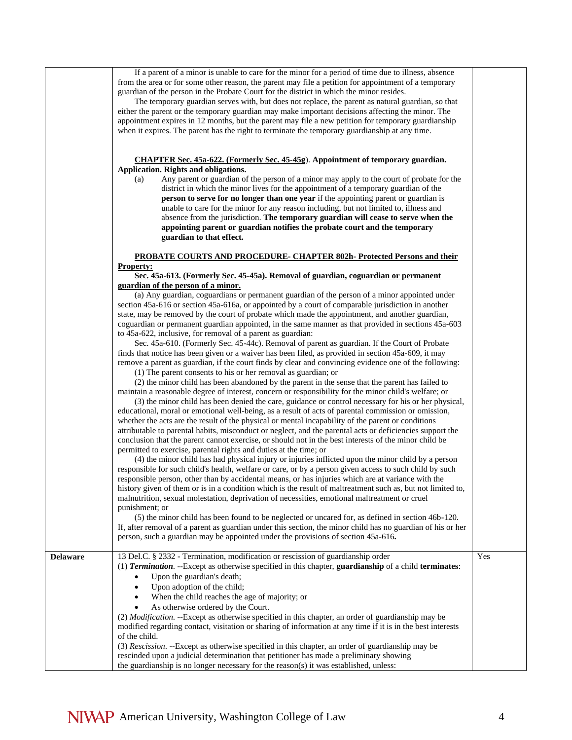| | | |
|---|---|---|
| | If a parent of a minor is unable to care for the minor for a period of time due to illness, absence from the area or for some other reason, the parent may file a petition for appointment of a temporary guardian of the person in the Probate Court for the district in which the minor resides.<br>The temporary guardian serves with, but does not replace, the parent as natural guardian, so that either the parent or the temporary guardian may make important decisions affecting the minor. The appointment expires in 12 months, but the parent may file a new petition for temporary guardianship when it expires. The parent has the right to terminate the temporary guardianship at any time.<br><br>**CHAPTER Sec. 45a-622. (Formerly Sec. 45-45g)**. **Appointment of temporary guardian. Application. Rights and obligations.**<br>(a) Any parent or guardian of the person of a minor may apply to the court of probate for the district in which the minor lives for the appointment of a temporary guardian of the **person to serve for no longer than one year** if the appointing parent or guardian is unable to care for the minor for any reason including, but not limited to, illness and absence from the jurisdiction. **The temporary guardian will cease to serve when the appointing parent or guardian notifies the probate court and the temporary guardian to that effect.**<br><br>**PROBATE COURTS AND PROCEDURE- CHAPTER 802h- Protected Persons and their Property:**<br>**Sec. 45a-613. (Formerly Sec. 45-45a). Removal of guardian, coguardian or permanent guardian of the person of a minor.**<br>(a) Any guardian, coguardians or permanent guardian of the person of a minor appointed under section 45a-616 or section 45a-616a, or appointed by a court of comparable jurisdiction in another state, may be removed by the court of probate which made the appointment, and another guardian, coguardian or permanent guardian appointed, in the same manner as that provided in sections 45a-603 to 45a-622, inclusive, for removal of a parent as guardian:<br>Sec. 45a-610. (Formerly Sec. 45-44c). Removal of parent as guardian. If the Court of Probate finds that notice has been given or a waiver has been filed, as provided in section 45a-609, it may remove a parent as guardian, if the court finds by clear and convincing evidence one of the following:<br>(1) The parent consents to his or her removal as guardian; or<br>(2) the minor child has been abandoned by the parent in the sense that the parent has failed to maintain a reasonable degree of interest, concern or responsibility for the minor child's welfare; or<br>(3) the minor child has been denied the care, guidance or control necessary for his or her physical, educational, moral or emotional well-being, as a result of acts of parental commission or omission, whether the acts are the result of the physical or mental incapability of the parent or conditions attributable to parental habits, misconduct or neglect, and the parental acts or deficiencies support the conclusion that the parent cannot exercise, or should not in the best interests of the minor child be permitted to exercise, parental rights and duties at the time; or<br>(4) the minor child has had physical injury or injuries inflicted upon the minor child by a person responsible for such child's health, welfare or care, or by a person given access to such child by such responsible person, other than by accidental means, or has injuries which are at variance with the history given of them or is in a condition which is the result of maltreatment such as, but not limited to, malnutrition, sexual molestation, deprivation of necessities, emotional maltreatment or cruel punishment; or<br>(5) the minor child has been found to be neglected or uncared for, as defined in section 46b-120. If, after removal of a parent as guardian under this section, the minor child has no guardian of his or her person, such a guardian may be appointed under the provisions of section 45a-616**.** | |
| **Delaware** | 13 Del.C. § 2332 - Termination, modification or rescission of guardianship order<br>(1) ***Termination***. --Except as otherwise specified in this chapter, **guardianship** of a child **terminates**:<br>• Upon the guardian's death;<br>• Upon adoption of the child;<br>• When the child reaches the age of majority; or<br>• As otherwise ordered by the Court.<br>(2) *Modification*. --Except as otherwise specified in this chapter, an order of guardianship may be modified regarding contact, visitation or sharing of information at any time if it is in the best interests of the child.<br>(3) *Rescission*. --Except as otherwise specified in this chapter, an order of guardianship may be rescinded upon a judicial determination that petitioner has made a preliminary showing the guardianship is no longer necessary for the reason(s) it was established, unless: | Yes |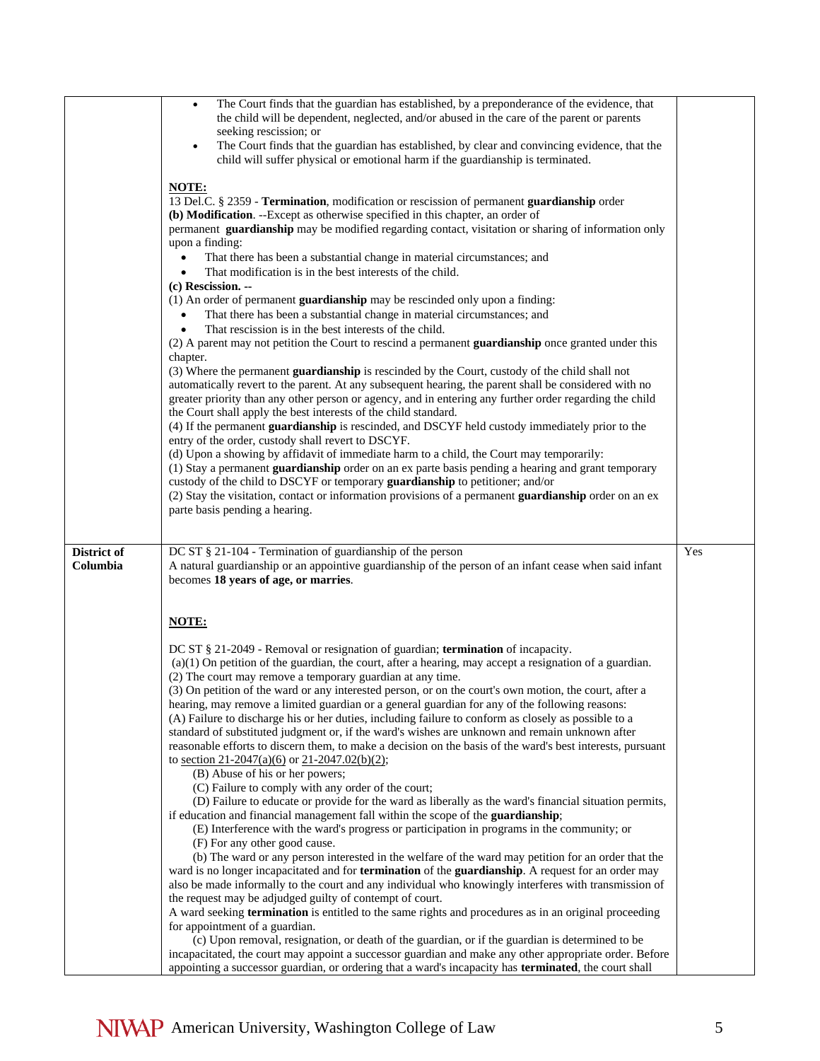| | | |
|---|---|---|
| | • The Court finds that the guardian has established, by a preponderance of the evidence, that the child will be dependent, neglected, and/or abused in the care of the parent or parents seeking rescission; or<br>• The Court finds that the guardian has established, by clear and convincing evidence, that the child will suffer physical or emotional harm if the guardianship is terminated.<br><br>**NOTE:**<br>13 Del.C. § 2359 - **Termination**, modification or rescission of permanent **guardianship** order<br>**(b) Modification**. --Except as otherwise specified in this chapter, an order of permanent **guardianship** may be modified regarding contact, visitation or sharing of information only upon a finding:<br>• That there has been a substantial change in material circumstances; and<br>• That modification is in the best interests of the child.<br>**(c) Rescission. --**<br>(1) An order of permanent **guardianship** may be rescinded only upon a finding:<br>• That there has been a substantial change in material circumstances; and<br>• That rescission is in the best interests of the child.<br>(2) A parent may not petition the Court to rescind a permanent **guardianship** once granted under this chapter.<br>(3) Where the permanent **guardianship** is rescinded by the Court, custody of the child shall not automatically revert to the parent. At any subsequent hearing, the parent shall be considered with no greater priority than any other person or agency, and in entering any further order regarding the child the Court shall apply the best interests of the child standard.<br>(4) If the permanent **guardianship** is rescinded, and DSCYF held custody immediately prior to the entry of the order, custody shall revert to DSCYF.<br>(d) Upon a showing by affidavit of immediate harm to a child, the Court may temporarily:<br>(1) Stay a permanent **guardianship** order on an ex parte basis pending a hearing and grant temporary custody of the child to DSCYF or temporary **guardianship** to petitioner; and/or<br>(2) Stay the visitation, contact or information provisions of a permanent **guardianship** order on an ex parte basis pending a hearing. | |
| **District of Columbia** | DC ST § 21-104 - Termination of guardianship of the person<br>A natural guardianship or an appointive guardianship of the person of an infant cease when said infant becomes **18 years of age, or marries**.<br><br>**NOTE:**<br><br>DC ST § 21-2049 - Removal or resignation of guardian; **termination** of incapacity.<br>(a)(1) On petition of the guardian, the court, after a hearing, may accept a resignation of a guardian.<br>(2) The court may remove a temporary guardian at any time.<br>(3) On petition of the ward or any interested person, or on the court's own motion, the court, after a hearing, may remove a limited guardian or a general guardian for any of the following reasons:<br>(A) Failure to discharge his or her duties, including failure to conform as closely as possible to a standard of substituted judgment or, if the ward's wishes are unknown and remain unknown after reasonable efforts to discern them, to make a decision on the basis of the ward's best interests, pursuant to section 21-2047(a)(6) or 21-2047.02(b)(2);<br>(B) Abuse of his or her powers;<br>(C) Failure to comply with any order of the court;<br>(D) Failure to educate or provide for the ward as liberally as the ward's financial situation permits, if education and financial management fall within the scope of the **guardianship**;<br>(E) Interference with the ward's progress or participation in programs in the community; or<br>(F) For any other good cause.<br>(b) The ward or any person interested in the welfare of the ward may petition for an order that the ward is no longer incapacitated and for **termination** of the **guardianship**. A request for an order may also be made informally to the court and any individual who knowingly interferes with transmission of the request may be adjudged guilty of contempt of court.<br>A ward seeking **termination** is entitled to the same rights and procedures as in an original proceeding for appointment of a guardian.<br>(c) Upon removal, resignation, or death of the guardian, or if the guardian is determined to be incapacitated, the court may appoint a successor guardian and make any other appropriate order. Before appointing a successor guardian, or ordering that a ward's incapacity has **terminated**, the court shall | Yes |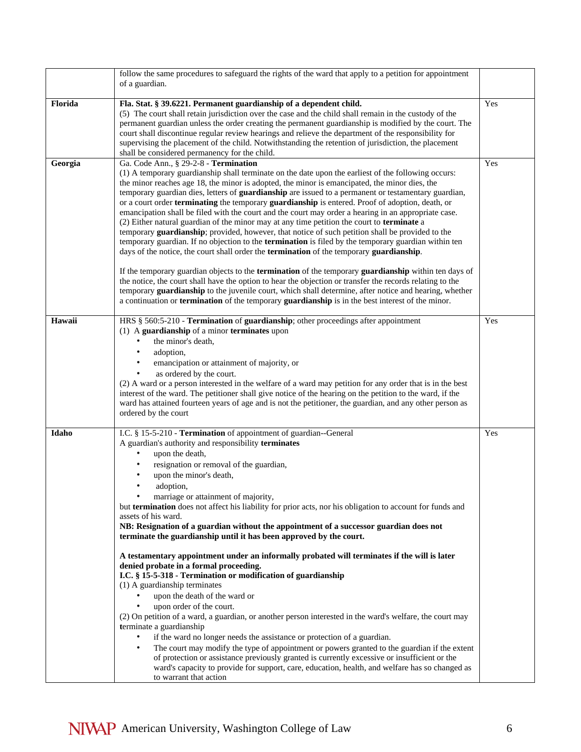| | | |
|---|---|---|
| | follow the same procedures to safeguard the rights of the ward that apply to a petition for appointment of a guardian. | |
| **Florida** | **Fla. Stat. § 39.6221. Permanent guardianship of a dependent child.**<br>(5) The court shall retain jurisdiction over the case and the child shall remain in the custody of the permanent guardian unless the order creating the permanent guardianship is modified by the court. The court shall discontinue regular review hearings and relieve the department of the responsibility for supervising the placement of the child. Notwithstanding the retention of jurisdiction, the placement shall be considered permanency for the child. | Yes |
| **Georgia** | Ga. Code Ann., § 29-2-8 - **Termination**<br>(1) A temporary guardianship shall terminate on the date upon the earliest of the following occurs: the minor reaches age 18, the minor is adopted, the minor is emancipated, the minor dies, the temporary guardian dies, letters of **guardianship** are issued to a permanent or testamentary guardian, or a court order **terminating** the temporary **guardianship** is entered. Proof of adoption, death, or emancipation shall be filed with the court and the court may order a hearing in an appropriate case.<br>(2) Either natural guardian of the minor may at any time petition the court to **terminate** a temporary **guardianship**; provided, however, that notice of such petition shall be provided to the temporary guardian. If no objection to the **termination** is filed by the temporary guardian within ten days of the notice, the court shall order the **termination** of the temporary **guardianship**.<br><br>If the temporary guardian objects to the **termination** of the temporary **guardianship** within ten days of the notice, the court shall have the option to hear the objection or transfer the records relating to the temporary **guardianship** to the juvenile court, which shall determine, after notice and hearing, whether a continuation or **termination** of the temporary **guardianship** is in the best interest of the minor. | Yes |
| **Hawaii** | HRS § 560:5-210 - **Termination** of **guardianship**; other proceedings after appointment<br>(1) A **guardianship** of a minor **terminates** upon<br>• the minor's death,<br>• adoption,<br>• emancipation or attainment of majority, or<br>• as ordered by the court.<br>(2) A ward or a person interested in the welfare of a ward may petition for any order that is in the best interest of the ward. The petitioner shall give notice of the hearing on the petition to the ward, if the ward has attained fourteen years of age and is not the petitioner, the guardian, and any other person as ordered by the court | Yes |
| **Idaho** | I.C. § 15-5-210 - **Termination** of appointment of guardian--General<br>A guardian's authority and responsibility **terminates**<br>• upon the death,<br>• resignation or removal of the guardian,<br>• upon the minor's death,<br>• adoption,<br>• marriage or attainment of majority,<br>but **termination** does not affect his liability for prior acts, nor his obligation to account for funds and assets of his ward.<br>**NB: Resignation of a guardian without the appointment of a successor guardian does not terminate the guardianship until it has been approved by the court.**<br><br>**A testamentary appointment under an informally probated will terminates if the will is later denied probate in a formal proceeding.**<br>**I.C. § 15-5-318 - Termination or modification of guardianship**<br>(1) A guardianship terminates<br>• upon the death of the ward or<br>• upon order of the court.<br>(2) On petition of a ward, a guardian, or another person interested in the ward's welfare, the court may terminate a guardianship<br>• if the ward no longer needs the assistance or protection of a guardian.<br>• The court may modify the type of appointment or powers granted to the guardian if the extent of protection or assistance previously granted is currently excessive or insufficient or the ward's capacity to provide for support, care, education, health, and welfare has so changed as to warrant that action | Yes |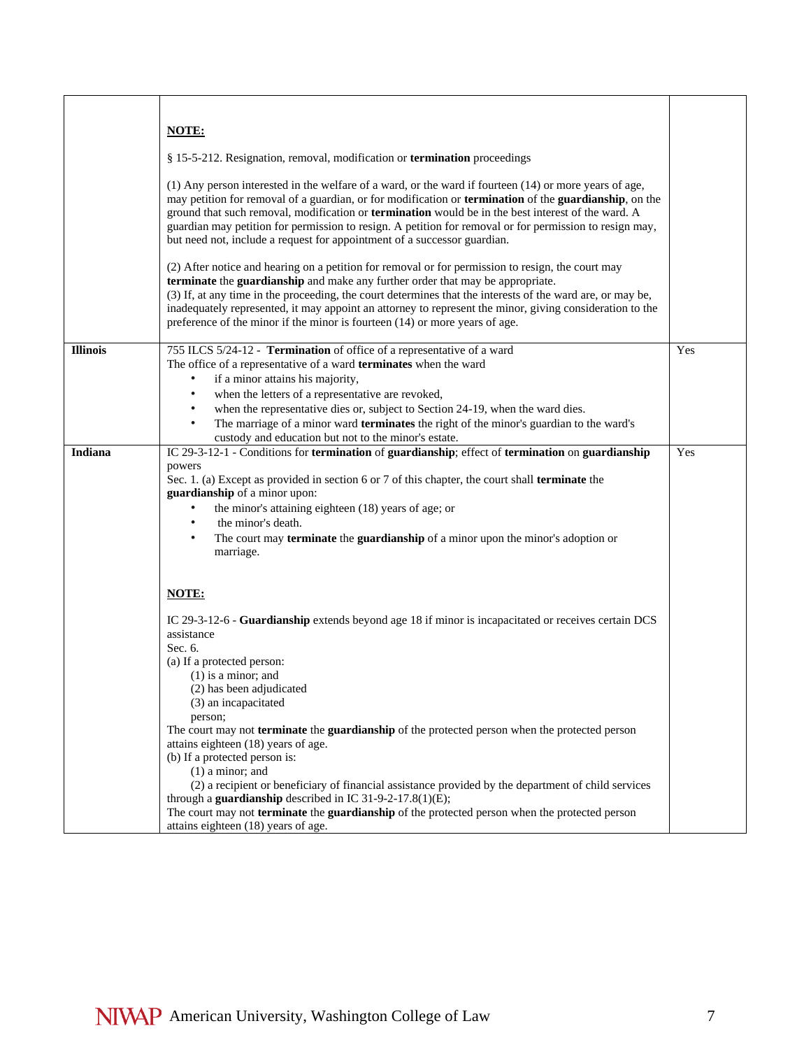| | | |
|---|---|---|
| | **NOTE:**<br><br>§ 15-5-212. Resignation, removal, modification or **termination** proceedings<br><br>(1) Any person interested in the welfare of a ward, or the ward if fourteen (14) or more years of age, may petition for removal of a guardian, or for modification or **termination** of the **guardianship**, on the ground that such removal, modification or **termination** would be in the best interest of the ward. A guardian may petition for permission to resign. A petition for removal or for permission to resign may, but need not, include a request for appointment of a successor guardian.<br><br>(2) After notice and hearing on a petition for removal or for permission to resign, the court may **terminate** the **guardianship** and make any further order that may be appropriate.<br>(3) If, at any time in the proceeding, the court determines that the interests of the ward are, or may be, inadequately represented, it may appoint an attorney to represent the minor, giving consideration to the preference of the minor if the minor is fourteen (14) or more years of age. | |
| **Illinois** | 755 ILCS 5/24-12 - **Termination** of office of a representative of a ward<br>The office of a representative of a ward **terminates** when the ward<br>• if a minor attains his majority,<br>• when the letters of a representative are revoked,<br>• when the representative dies or, subject to Section 24-19, when the ward dies.<br>• The marriage of a minor ward **terminates** the right of the minor's guardian to the ward's custody and education but not to the minor's estate. | Yes |
| **Indiana** | IC 29-3-12-1 - Conditions for **termination** of **guardianship**; effect of **termination** on **guardianship** powers<br>Sec. 1. (a) Except as provided in section 6 or 7 of this chapter, the court shall **terminate** the **guardianship** of a minor upon:<br>• the minor's attaining eighteen (18) years of age; or<br>• the minor's death.<br>• The court may **terminate** the **guardianship** of a minor upon the minor's adoption or marriage.<br><br>**NOTE:**<br><br>IC 29-3-12-6 - **Guardianship** extends beyond age 18 if minor is incapacitated or receives certain DCS assistance<br>Sec. 6.<br>(a) If a protected person:<br>(1) is a minor; and<br>(2) has been adjudicated<br>(3) an incapacitated person;<br>The court may not **terminate** the **guardianship** of the protected person when the protected person attains eighteen (18) years of age.<br>(b) If a protected person is:<br>(1) a minor; and<br>(2) a recipient or beneficiary of financial assistance provided by the department of child services through a **guardianship** described in IC 31-9-2-17.8(1)(E);<br>The court may not **terminate** the **guardianship** of the protected person when the protected person attains eighteen (18) years of age. | Yes |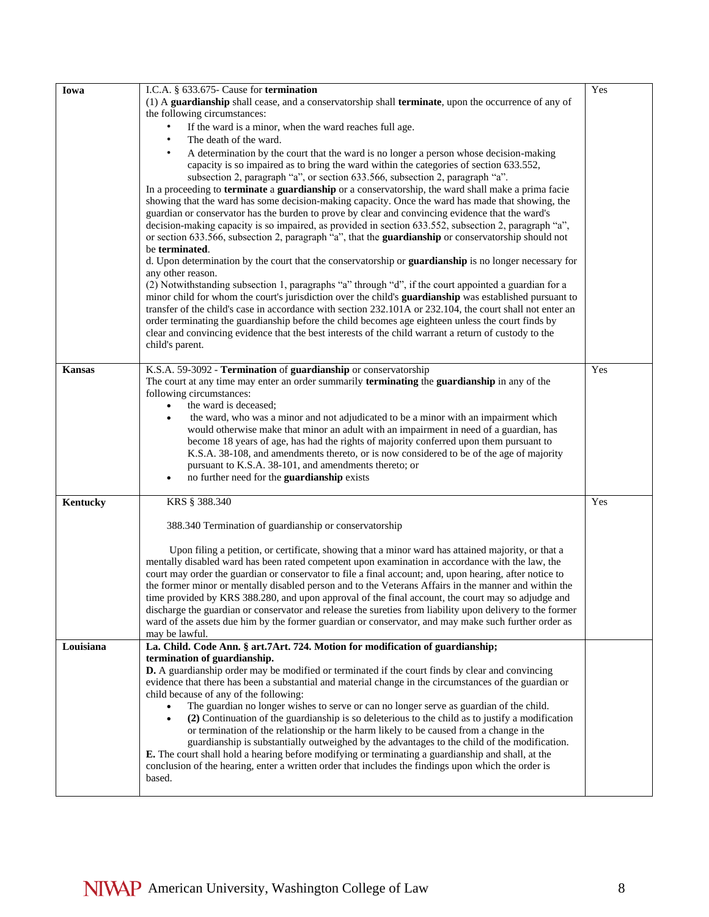| | | |
|---|---|---|
| **Iowa** | I.C.A. § 633.675- Cause for **termination**<br>(1) A **guardianship** shall cease, and a conservatorship shall **terminate**, upon the occurrence of any of the following circumstances:<br>• If the ward is a minor, when the ward reaches full age.<br>• The death of the ward.<br>• A determination by the court that the ward is no longer a person whose decision-making capacity is so impaired as to bring the ward within the categories of section 633.552, subsection 2, paragraph "a", or section 633.566, subsection 2, paragraph "a".<br>In a proceeding to **terminate** a **guardianship** or a conservatorship, the ward shall make a prima facie showing that the ward has some decision-making capacity. Once the ward has made that showing, the guardian or conservator has the burden to prove by clear and convincing evidence that the ward's decision-making capacity is so impaired, as provided in section 633.552, subsection 2, paragraph "a", or section 633.566, subsection 2, paragraph "a", that the **guardianship** or conservatorship should not be **terminated**.<br>d. Upon determination by the court that the conservatorship or **guardianship** is no longer necessary for any other reason.<br>(2) Notwithstanding subsection 1, paragraphs "a" through "d", if the court appointed a guardian for a minor child for whom the court's jurisdiction over the child's **guardianship** was established pursuant to transfer of the child's case in accordance with section 232.101A or 232.104, the court shall not enter an order terminating the guardianship before the child becomes age eighteen unless the court finds by clear and convincing evidence that the best interests of the child warrant a return of custody to the child's parent. | Yes |
| **Kansas** | K.S.A. 59-3092 - **Termination** of **guardianship** or conservatorship<br>The court at any time may enter an order summarily **terminating** the **guardianship** in any of the following circumstances:<br>• the ward is deceased;<br>• the ward, who was a minor and not adjudicated to be a minor with an impairment which would otherwise make that minor an adult with an impairment in need of a guardian, has become 18 years of age, has had the rights of majority conferred upon them pursuant to K.S.A. 38-108, and amendments thereto, or is now considered to be of the age of majority pursuant to K.S.A. 38-101, and amendments thereto; or<br>• no further need for the **guardianship** exists | Yes |
| **Kentucky** | KRS § 388.340<br><br>388.340 Termination of guardianship or conservatorship<br><br>Upon filing a petition, or certificate, showing that a minor ward has attained majority, or that a mentally disabled ward has been rated competent upon examination in accordance with the law, the court may order the guardian or conservator to file a final account; and, upon hearing, after notice to the former minor or mentally disabled person and to the Veterans Affairs in the manner and within the time provided by KRS 388.280, and upon approval of the final account, the court may so adjudge and discharge the guardian or conservator and release the sureties from liability upon delivery to the former ward of the assets due him by the former guardian or conservator, and may make such further order as may be lawful. | Yes |
| **Louisiana** | **La. Child. Code Ann. § art.7Art. 724. Motion for modification of guardianship; termination of guardianship.**<br>**D.** A guardianship order may be modified or terminated if the court finds by clear and convincing evidence that there has been a substantial and material change in the circumstances of the guardian or child because of any of the following:<br>• The guardian no longer wishes to serve or can no longer serve as guardian of the child.<br>• **(2)** Continuation of the guardianship is so deleterious to the child as to justify a modification or termination of the relationship or the harm likely to be caused from a change in the guardianship is substantially outweighed by the advantages to the child of the modification.<br>**E.** The court shall hold a hearing before modifying or terminating a guardianship and shall, at the conclusion of the hearing, enter a written order that includes the findings upon which the order is based. | |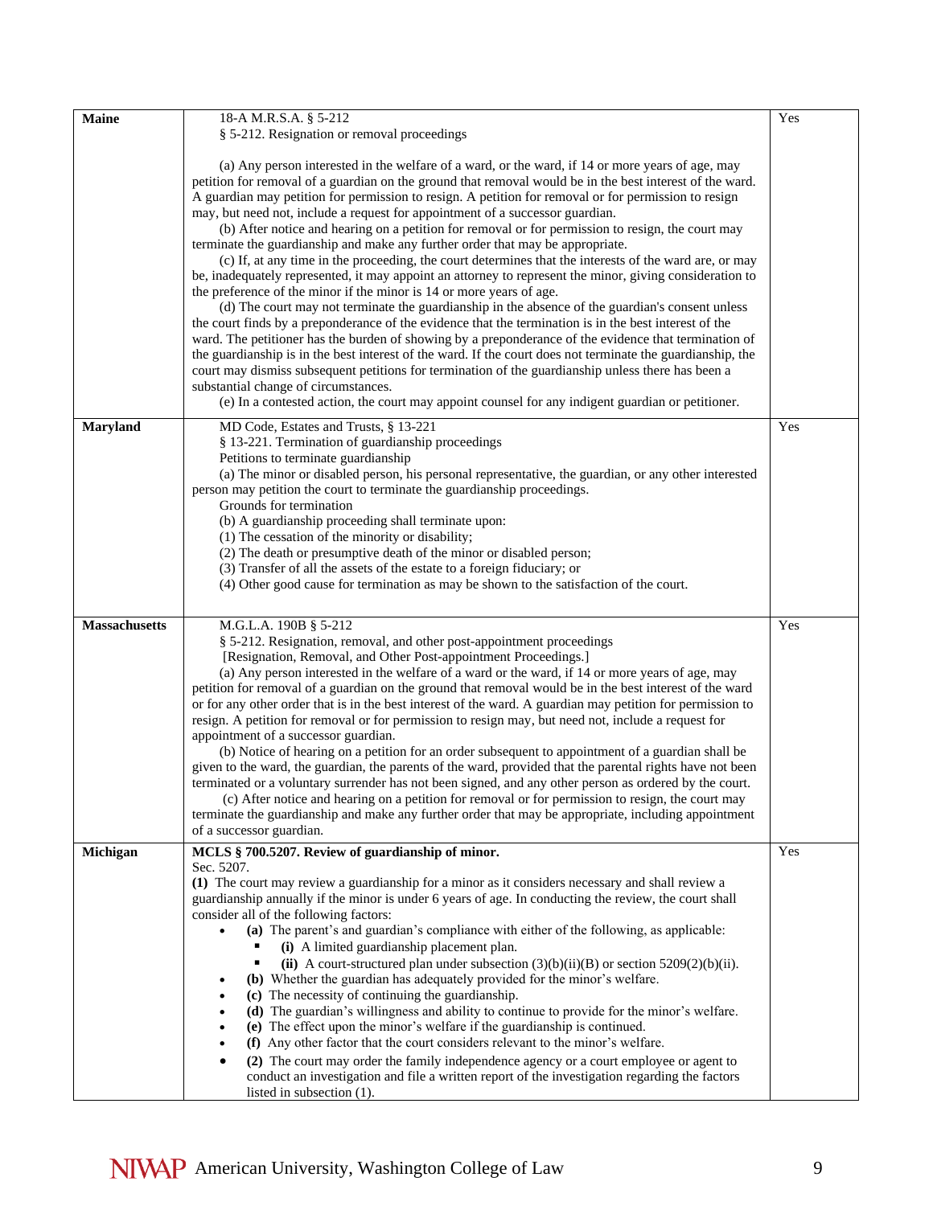| Maine | 18-A M.R.S.A. § 5-212<br>§ 5-212. Resignation or removal proceedings<br><br>(a) Any person interested in the welfare of a ward, or the ward, if 14 or more years of age, may petition for removal of a guardian on the ground that removal would be in the best interest of the ward. A guardian may petition for permission to resign. A petition for removal or for permission to resign may, but need not, include a request for appointment of a successor guardian.<br>(b) After notice and hearing on a petition for removal or for permission to resign, the court may terminate the guardianship and make any further order that may be appropriate.<br>(c) If, at any time in the proceeding, the court determines that the interests of the ward are, or may be, inadequately represented, it may appoint an attorney to represent the minor, giving consideration to the preference of the minor if the minor is 14 or more years of age.<br>(d) The court may not terminate the guardianship in the absence of the guardian's consent unless the court finds by a preponderance of the evidence that the termination is in the best interest of the ward. The petitioner has the burden of showing by a preponderance of the evidence that termination of the guardianship is in the best interest of the ward. If the court does not terminate the guardianship, the court may dismiss subsequent petitions for termination of the guardianship unless there has been a substantial change of circumstances.<br>(e) In a contested action, the court may appoint counsel for any indigent guardian or petitioner. | Yes |
|---|---|---|
| **Maryland** | MD Code, Estates and Trusts, § 13-221<br>§ 13-221. Termination of guardianship proceedings<br>Petitions to terminate guardianship<br>(a) The minor or disabled person, his personal representative, the guardian, or any other interested person may petition the court to terminate the guardianship proceedings.<br>Grounds for termination<br>(b) A guardianship proceeding shall terminate upon:<br>(1) The cessation of the minority or disability;<br>(2) The death or presumptive death of the minor or disabled person;<br>(3) Transfer of all the assets of the estate to a foreign fiduciary; or<br>(4) Other good cause for termination as may be shown to the satisfaction of the court. | Yes |
| **Massachusetts** | M.G.L.A. 190B § 5-212<br>§ 5-212. Resignation, removal, and other post-appointment proceedings<br>[Resignation, Removal, and Other Post-appointment Proceedings.]<br>(a) Any person interested in the welfare of a ward or the ward, if 14 or more years of age, may petition for removal of a guardian on the ground that removal would be in the best interest of the ward or for any other order that is in the best interest of the ward. A guardian may petition for permission to resign. A petition for removal or for permission to resign may, but need not, include a request for appointment of a successor guardian.<br>(b) Notice of hearing on a petition for an order subsequent to appointment of a guardian shall be given to the ward, the guardian, the parents of the ward, provided that the parental rights have not been terminated or a voluntary surrender has not been signed, and any other person as ordered by the court.<br>(c) After notice and hearing on a petition for removal or for permission to resign, the court may terminate the guardianship and make any further order that may be appropriate, including appointment of a successor guardian. | Yes |
| **Michigan** | **MCLS § 700.5207. Review of guardianship of minor.**<br>Sec. 5207.<br>**(1)** The court may review a guardianship for a minor as it considers necessary and shall review a guardianship annually if the minor is under 6 years of age. In conducting the review, the court shall consider all of the following factors:<br>• **(a)** The parent's and guardian's compliance with either of the following, as applicable:<br>&nbsp;&nbsp;▪ **(i)** A limited guardianship placement plan.<br>&nbsp;&nbsp;▪ **(ii)** A court-structured plan under subsection (3)(b)(ii)(B) or section 5209(2)(b)(ii).<br>• **(b)** Whether the guardian has adequately provided for the minor's welfare.<br>• **(c)** The necessity of continuing the guardianship.<br>• **(d)** The guardian's willingness and ability to continue to provide for the minor's welfare.<br>• **(e)** The effect upon the minor's welfare if the guardianship is continued.<br>• **(f)** Any other factor that the court considers relevant to the minor's welfare.<br>• **(2)** The court may order the family independence agency or a court employee or agent to conduct an investigation and file a written report of the investigation regarding the factors listed in subsection (1). | Yes |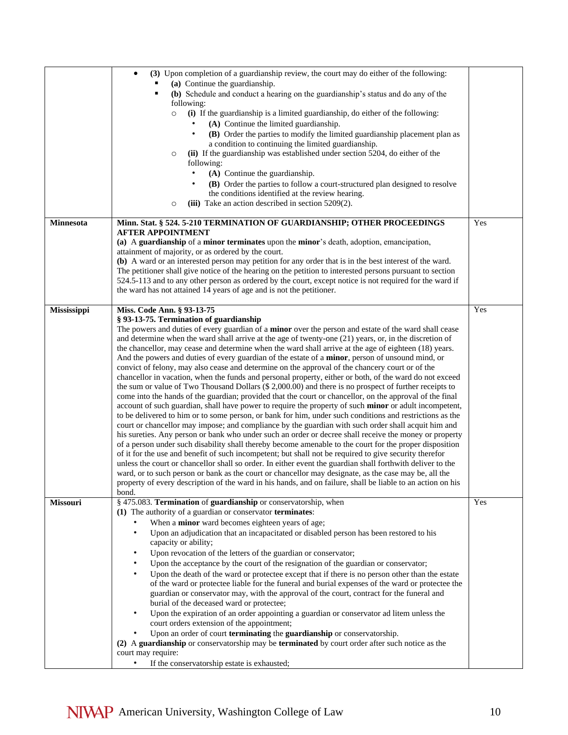| | | |
|---|---|---|
| | • **(3)** Upon completion of a guardianship review, the court may do either of the following:<br>▪ **(a)** Continue the guardianship.<br>▪ **(b)** Schedule and conduct a hearing on the guardianship's status and do any of the following:<br>○ **(i)** If the guardianship is a limited guardianship, do either of the following:<br>• **(A)** Continue the limited guardianship.<br>• **(B)** Order the parties to modify the limited guardianship placement plan as a condition to continuing the limited guardianship.<br>○ **(ii)** If the guardianship was established under section 5204, do either of the following:<br>• **(A)** Continue the guardianship.<br>• **(B)** Order the parties to follow a court-structured plan designed to resolve the conditions identified at the review hearing.<br>○ **(iii)** Take an action described in section 5209(2). | |
| **Minnesota** | **Minn. Stat. § 524. 5-210 TERMINATION OF GUARDIANSHIP; OTHER PROCEEDINGS AFTER APPOINTMENT**<br>**(a)** A **guardianship** of a **minor terminates** upon the **minor**'s death, adoption, emancipation, attainment of majority, or as ordered by the court.<br>**(b)** A ward or an interested person may petition for any order that is in the best interest of the ward. The petitioner shall give notice of the hearing on the petition to interested persons pursuant to section 524.5-113 and to any other person as ordered by the court, except notice is not required for the ward if the ward has not attained 14 years of age and is not the petitioner. | Yes |
| **Mississippi** | **Miss. Code Ann. § 93-13-75**<br>**§ 93-13-75. Termination of guardianship**<br>The powers and duties of every guardian of a **minor** over the person and estate of the ward shall cease and determine when the ward shall arrive at the age of twenty-one (21) years, or, in the discretion of the chancellor, may cease and determine when the ward shall arrive at the age of eighteen (18) years. And the powers and duties of every guardian of the estate of a **minor**, person of unsound mind, or convict of felony, may also cease and determine on the approval of the chancery court or of the chancellor in vacation, when the funds and personal property, either or both, of the ward do not exceed the sum or value of Two Thousand Dollars ($ 2,000.00) and there is no prospect of further receipts to come into the hands of the guardian; provided that the court or chancellor, on the approval of the final account of such guardian, shall have power to require the property of such **minor** or adult incompetent, to be delivered to him or to some person, or bank for him, under such conditions and restrictions as the court or chancellor may impose; and compliance by the guardian with such order shall acquit him and his sureties. Any person or bank who under such an order or decree shall receive the money or property of a person under such disability shall thereby become amenable to the court for the proper disposition of it for the use and benefit of such incompetent; but shall not be required to give security therefor unless the court or chancellor shall so order. In either event the guardian shall forthwith deliver to the ward, or to such person or bank as the court or chancellor may designate, as the case may be, all the property of every description of the ward in his hands, and on failure, shall be liable to an action on his bond. | Yes |
| **Missouri** | § 475.083. **Termination** of **guardianship** or conservatorship, when<br>**(1)** The authority of a guardian or conservator **terminates**:<br>• When a **minor** ward becomes eighteen years of age;<br>• Upon an adjudication that an incapacitated or disabled person has been restored to his capacity or ability;<br>• Upon revocation of the letters of the guardian or conservator;<br>• Upon the acceptance by the court of the resignation of the guardian or conservator;<br>• Upon the death of the ward or protectee except that if there is no person other than the estate of the ward or protectee liable for the funeral and burial expenses of the ward or protectee the guardian or conservator may, with the approval of the court, contract for the funeral and burial of the deceased ward or protectee;<br>• Upon the expiration of an order appointing a guardian or conservator ad litem unless the court orders extension of the appointment;<br>• Upon an order of court **terminating** the **guardianship** or conservatorship.<br>**(2)** A **guardianship** or conservatorship may be **terminated** by court order after such notice as the court may require:<br>• If the conservatorship estate is exhausted; | Yes |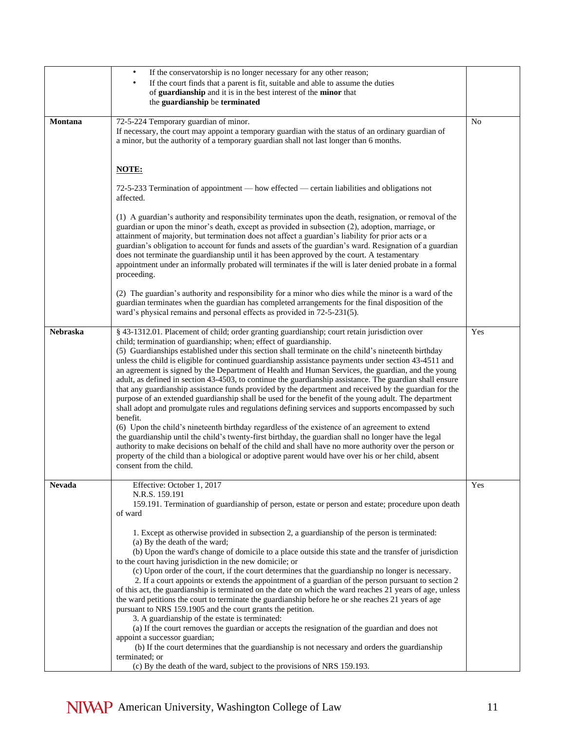| | | |
|---|---|---|
| | • If the conservatorship is no longer necessary for any other reason;<br>• If the court finds that a parent is fit, suitable and able to assume the duties of **guardianship** and it is in the best interest of the **minor** that the **guardianship** be **terminated** | |
| **Montana** | 72-5-224 Temporary guardian of minor.<br>If necessary, the court may appoint a temporary guardian with the status of an ordinary guardian of a minor, but the authority of a temporary guardian shall not last longer than 6 months.<br><br>**<u>NOTE:</u>**<br><br>72-5-233 Termination of appointment — how effected — certain liabilities and obligations not affected.<br><br>(1) A guardian's authority and responsibility terminates upon the death, resignation, or removal of the guardian or upon the minor's death, except as provided in subsection (2), adoption, marriage, or attainment of majority, but termination does not affect a guardian's liability for prior acts or a guardian's obligation to account for funds and assets of the guardian's ward. Resignation of a guardian does not terminate the guardianship until it has been approved by the court. A testamentary appointment under an informally probated will terminates if the will is later denied probate in a formal proceeding.<br><br>(2) The guardian's authority and responsibility for a minor who dies while the minor is a ward of the guardian terminates when the guardian has completed arrangements for the final disposition of the ward's physical remains and personal effects as provided in 72-5-231(5). | No |
| **Nebraska** | § 43-1312.01. Placement of child; order granting guardianship; court retain jurisdiction over child; termination of guardianship; when; effect of guardianship.<br>(5) Guardianships established under this section shall terminate on the child's nineteenth birthday unless the child is eligible for continued guardianship assistance payments under section 43-4511 and an agreement is signed by the Department of Health and Human Services, the guardian, and the young adult, as defined in section 43-4503, to continue the guardianship assistance. The guardian shall ensure that any guardianship assistance funds provided by the department and received by the guardian for the purpose of an extended guardianship shall be used for the benefit of the young adult. The department shall adopt and promulgate rules and regulations defining services and supports encompassed by such benefit.<br>(6) Upon the child's nineteenth birthday regardless of the existence of an agreement to extend the guardianship until the child's twenty-first birthday, the guardian shall no longer have the legal authority to make decisions on behalf of the child and shall have no more authority over the person or property of the child than a biological or adoptive parent would have over his or her child, absent consent from the child. | Yes |
| **Nevada** | Effective: October 1, 2017<br>N.R.S. 159.191<br>159.191. Termination of guardianship of person, estate or person and estate; procedure upon death of ward<br><br>1. Except as otherwise provided in subsection 2, a guardianship of the person is terminated:<br>(a) By the death of the ward;<br>(b) Upon the ward's change of domicile to a place outside this state and the transfer of jurisdiction to the court having jurisdiction in the new domicile; or<br>(c) Upon order of the court, if the court determines that the guardianship no longer is necessary.<br>2. If a court appoints or extends the appointment of a guardian of the person pursuant to section 2 of this act, the guardianship is terminated on the date on which the ward reaches 21 years of age, unless the ward petitions the court to terminate the guardianship before he or she reaches 21 years of age pursuant to NRS 159.1905 and the court grants the petition.<br>3. A guardianship of the estate is terminated:<br>(a) If the court removes the guardian or accepts the resignation of the guardian and does not appoint a successor guardian;<br>(b) If the court determines that the guardianship is not necessary and orders the guardianship terminated; or<br>(c) By the death of the ward, subject to the provisions of NRS 159.193. | Yes |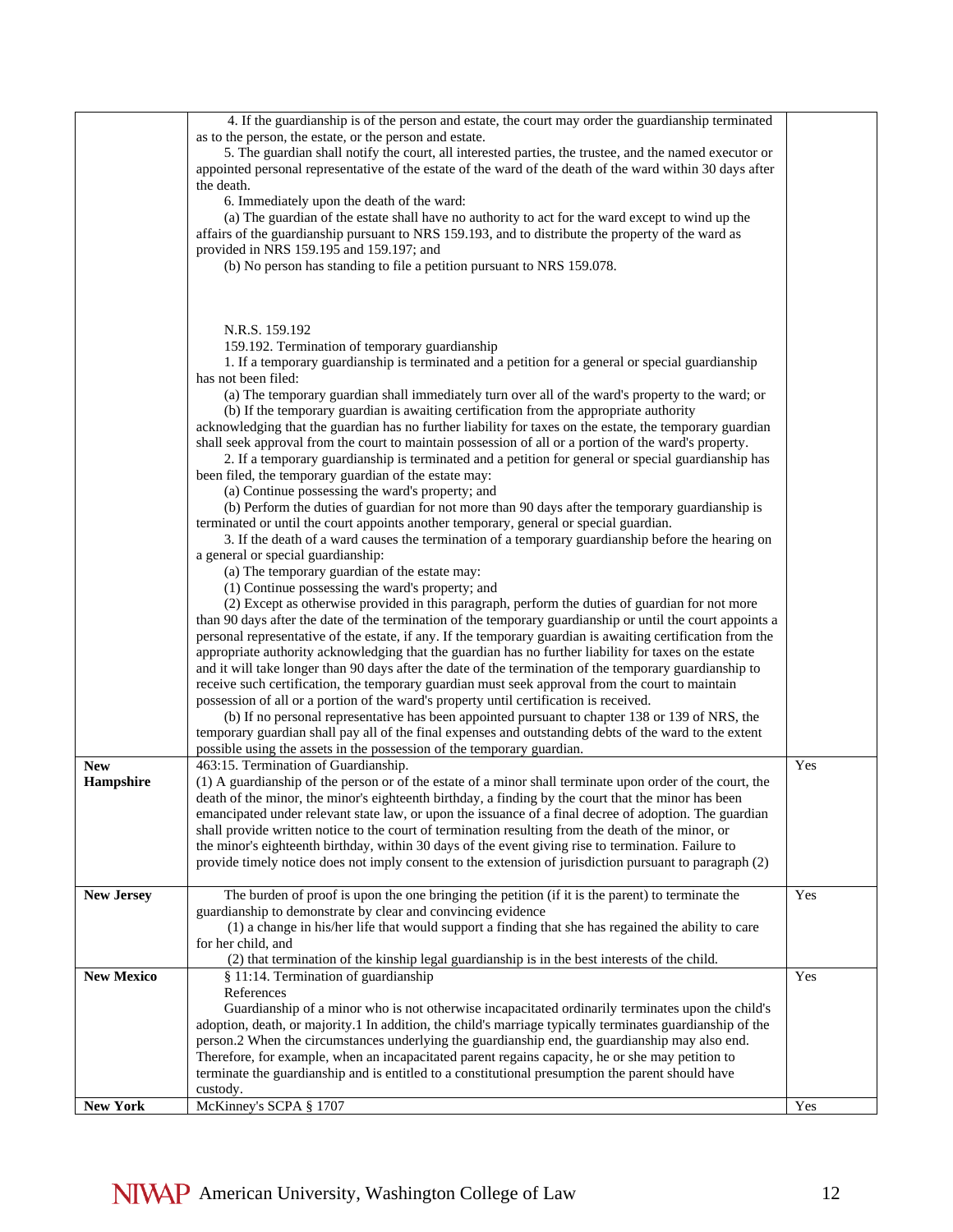| | | |
|---|---|---|
| | 4. If the guardianship is of the person and estate, the court may order the guardianship terminated as to the person, the estate, or the person and estate.<br>5. The guardian shall notify the court, all interested parties, the trustee, and the named executor or appointed personal representative of the estate of the ward of the death of the ward within 30 days after the death.<br>6. Immediately upon the death of the ward:<br>(a) The guardian of the estate shall have no authority to act for the ward except to wind up the affairs of the guardianship pursuant to NRS 159.193, and to distribute the property of the ward as provided in NRS 159.195 and 159.197; and<br>(b) No person has standing to file a petition pursuant to NRS 159.078.<br><br>N.R.S. 159.192<br>159.192. Termination of temporary guardianship<br>1. If a temporary guardianship is terminated and a petition for a general or special guardianship has not been filed:<br>(a) The temporary guardian shall immediately turn over all of the ward's property to the ward; or<br>(b) If the temporary guardian is awaiting certification from the appropriate authority acknowledging that the guardian has no further liability for taxes on the estate, the temporary guardian shall seek approval from the court to maintain possession of all or a portion of the ward's property.<br>2. If a temporary guardianship is terminated and a petition for general or special guardianship has been filed, the temporary guardian of the estate may:<br>(a) Continue possessing the ward's property; and<br>(b) Perform the duties of guardian for not more than 90 days after the temporary guardianship is terminated or until the court appoints another temporary, general or special guardian.<br>3. If the death of a ward causes the termination of a temporary guardianship before the hearing on a general or special guardianship:<br>(a) The temporary guardian of the estate may:<br>(1) Continue possessing the ward's property; and<br>(2) Except as otherwise provided in this paragraph, perform the duties of guardian for not more than 90 days after the date of the termination of the temporary guardianship or until the court appoints a personal representative of the estate, if any. If the temporary guardian is awaiting certification from the appropriate authority acknowledging that the guardian has no further liability for taxes on the estate and it will take longer than 90 days after the date of the termination of the temporary guardianship to receive such certification, the temporary guardian must seek approval from the court to maintain possession of all or a portion of the ward's property until certification is received.<br>(b) If no personal representative has been appointed pursuant to chapter 138 or 139 of NRS, the temporary guardian shall pay all of the final expenses and outstanding debts of the ward to the extent possible using the assets in the possession of the temporary guardian. | |
| **New Hampshire** | 463:15. Termination of Guardianship.<br>(1) A guardianship of the person or of the estate of a minor shall terminate upon order of the court, the death of the minor, the minor's eighteenth birthday, a finding by the court that the minor has been emancipated under relevant state law, or upon the issuance of a final decree of adoption. The guardian shall provide written notice to the court of termination resulting from the death of the minor, or the minor's eighteenth birthday, within 30 days of the event giving rise to termination. Failure to provide timely notice does not imply consent to the extension of jurisdiction pursuant to paragraph (2) | Yes |
| **New Jersey** | The burden of proof is upon the one bringing the petition (if it is the parent) to terminate the guardianship to demonstrate by clear and convincing evidence<br>(1) a change in his/her life that would support a finding that she has regained the ability to care for her child, and<br>(2) that termination of the kinship legal guardianship is in the best interests of the child. | Yes |
| **New Mexico** | § 11:14. Termination of guardianship<br>References<br>Guardianship of a minor who is not otherwise incapacitated ordinarily terminates upon the child's adoption, death, or majority.1 In addition, the child's marriage typically terminates guardianship of the person.2 When the circumstances underlying the guardianship end, the guardianship may also end. Therefore, for example, when an incapacitated parent regains capacity, he or she may petition to terminate the guardianship and is entitled to a constitutional presumption the parent should have custody. | Yes |
| **New York** | McKinney's SCPA § 1707 | Yes |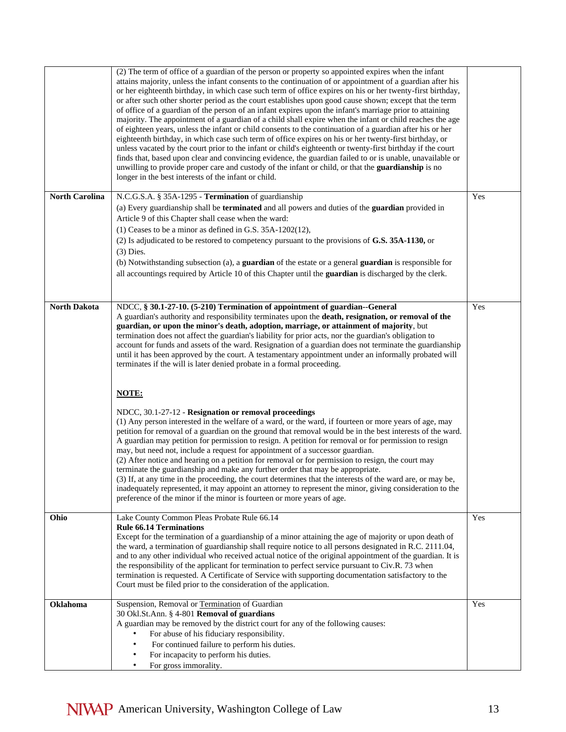| | | |
|---|---|---|
| | (2) The term of office of a guardian of the person or property so appointed expires when the infant attains majority, unless the infant consents to the continuation of or appointment of a guardian after his or her eighteenth birthday, in which case such term of office expires on his or her twenty-first birthday, or after such other shorter period as the court establishes upon good cause shown; except that the term of office of a guardian of the person of an infant expires upon the infant's marriage prior to attaining majority. The appointment of a guardian of a child shall expire when the infant or child reaches the age of eighteen years, unless the infant or child consents to the continuation of a guardian after his or her eighteenth birthday, in which case such term of office expires on his or her twenty-first birthday, or unless vacated by the court prior to the infant or child's eighteenth or twenty-first birthday if the court finds that, based upon clear and convincing evidence, the guardian failed to or is unable, unavailable or unwilling to provide proper care and custody of the infant or child, or that the **guardianship** is no longer in the best interests of the infant or child. | |
| **North Carolina** | N.C.G.S.A. § 35A-1295 - **Termination** of guardianship<br>(a) Every guardianship shall be **terminated** and all powers and duties of the **guardian** provided in Article 9 of this Chapter shall cease when the ward:<br>(1) Ceases to be a minor as defined in G.S. 35A-1202(12),<br>(2) Is adjudicated to be restored to competency pursuant to the provisions of **G.S. 35A-1130,** or<br>(3) Dies.<br>(b) Notwithstanding subsection (a), a **guardian** of the estate or a general **guardian** is responsible for all accountings required by Article 10 of this Chapter until the **guardian** is discharged by the clerk. | Yes |
| **North Dakota** | NDCC, **§ 30.1-27-10. (5-210) Termination of appointment of guardian--General**<br>A guardian's authority and responsibility terminates upon the **death, resignation, or removal of the guardian, or upon the minor's death, adoption, marriage, or attainment of majority**, but termination does not affect the guardian's liability for prior acts, nor the guardian's obligation to account for funds and assets of the ward. Resignation of a guardian does not terminate the guardianship until it has been approved by the court. A testamentary appointment under an informally probated will terminates if the will is later denied probate in a formal proceeding.<br><br>**NOTE:**<br><br>NDCC, 30.1-27-12 - **Resignation or removal proceedings**<br>(1) Any person interested in the welfare of a ward, or the ward, if fourteen or more years of age, may petition for removal of a guardian on the ground that removal would be in the best interests of the ward. A guardian may petition for permission to resign. A petition for removal or for permission to resign may, but need not, include a request for appointment of a successor guardian.<br>(2) After notice and hearing on a petition for removal or for permission to resign, the court may terminate the guardianship and make any further order that may be appropriate.<br>(3) If, at any time in the proceeding, the court determines that the interests of the ward are, or may be, inadequately represented, it may appoint an attorney to represent the minor, giving consideration to the preference of the minor if the minor is fourteen or more years of age. | Yes |
| **Ohio** | Lake County Common Pleas Probate Rule 66.14<br>**Rule 66.14 Terminations**<br>Except for the termination of a guardianship of a minor attaining the age of majority or upon death of the ward, a termination of guardianship shall require notice to all persons designated in R.C. 2111.04, and to any other individual who received actual notice of the original appointment of the guardian. It is the responsibility of the applicant for termination to perfect service pursuant to Civ.R. 73 when termination is requested. A Certificate of Service with supporting documentation satisfactory to the Court must be filed prior to the consideration of the application. | Yes |
| **Oklahoma** | Suspension, Removal or Termination of Guardian<br>30 Okl.St.Ann. § 4-801 **Removal of guardians**<br>A guardian may be removed by the district court for any of the following causes:<br>• For abuse of his fiduciary responsibility.<br>• For continued failure to perform his duties.<br>• For incapacity to perform his duties.<br>• For gross immorality. | Yes |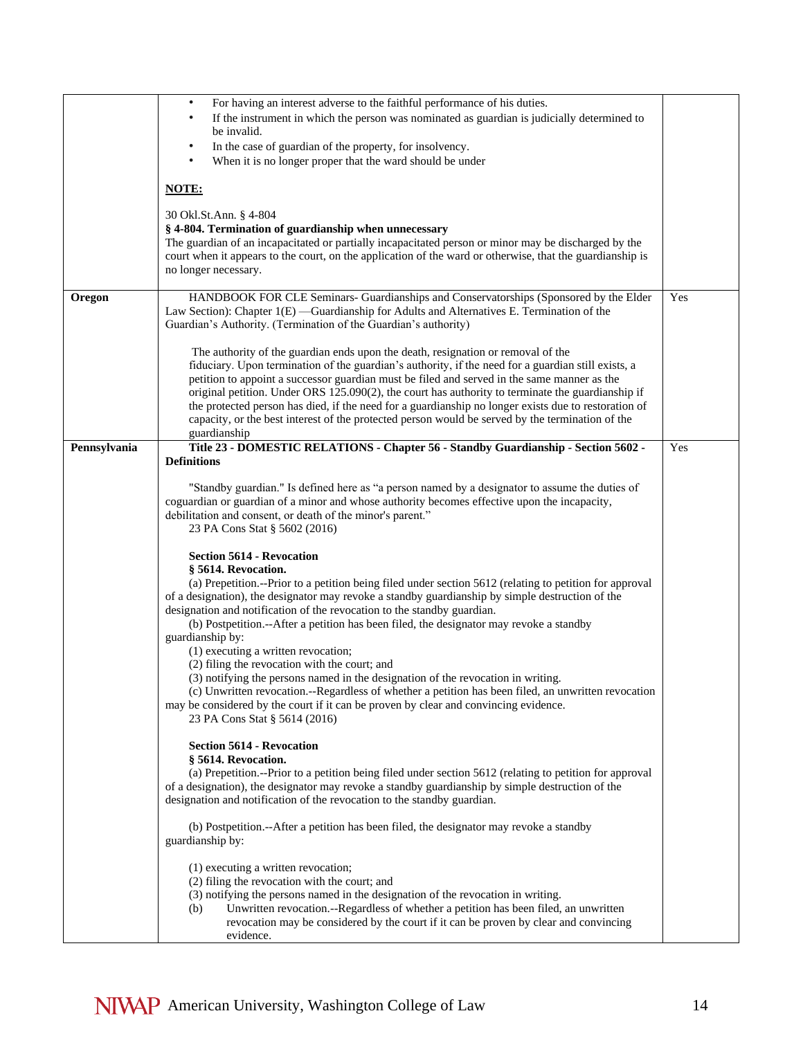| | | |
|---|---|---|
| | • For having an interest adverse to the faithful performance of his duties.<br>• If the instrument in which the person was nominated as guardian is judicially determined to be invalid.<br>• In the case of guardian of the property, for insolvency.<br>• When it is no longer proper that the ward should be under<br><br>**NOTE:**<br><br>30 Okl.St.Ann. § 4-804<br>**§ 4-804. Termination of guardianship when unnecessary**<br>The guardian of an incapacitated or partially incapacitated person or minor may be discharged by the court when it appears to the court, on the application of the ward or otherwise, that the guardianship is no longer necessary. | |
| **Oregon** | HANDBOOK FOR CLE Seminars- Guardianships and Conservatorships (Sponsored by the Elder Law Section): Chapter 1(E) —Guardianship for Adults and Alternatives E. Termination of the Guardian's Authority. (Termination of the Guardian's authority)<br><br>The authority of the guardian ends upon the death, resignation or removal of the fiduciary. Upon termination of the guardian's authority, if the need for a guardian still exists, a petition to appoint a successor guardian must be filed and served in the same manner as the original petition. Under ORS 125.090(2), the court has authority to terminate the guardianship if the protected person has died, if the need for a guardianship no longer exists due to restoration of capacity, or the best interest of the protected person would be served by the termination of the guardianship | Yes |
| **Pennsylvania** | **Title 23 - DOMESTIC RELATIONS - Chapter 56 - Standby Guardianship - Section 5602 - Definitions**<br><br>"Standby guardian." Is defined here as "a person named by a designator to assume the duties of coguardian or guardian of a minor and whose authority becomes effective upon the incapacity, debilitation and consent, or death of the minor's parent."<br>23 PA Cons Stat § 5602 (2016)<br><br>**Section 5614 - Revocation**<br>**§ 5614. Revocation.**<br>(a) Prepetition.--Prior to a petition being filed under section 5612 (relating to petition for approval of a designation), the designator may revoke a standby guardianship by simple destruction of the designation and notification of the revocation to the standby guardian.<br>(b) Postpetition.--After a petition has been filed, the designator may revoke a standby guardianship by:<br>(1) executing a written revocation;<br>(2) filing the revocation with the court; and<br>(3) notifying the persons named in the designation of the revocation in writing.<br>(c) Unwritten revocation.--Regardless of whether a petition has been filed, an unwritten revocation may be considered by the court if it can be proven by clear and convincing evidence.<br>23 PA Cons Stat § 5614 (2016)<br><br>**Section 5614 - Revocation**<br>**§ 5614. Revocation.**<br>(a) Prepetition.--Prior to a petition being filed under section 5612 (relating to petition for approval of a designation), the designator may revoke a standby guardianship by simple destruction of the designation and notification of the revocation to the standby guardian.<br><br>(b) Postpetition.--After a petition has been filed, the designator may revoke a standby guardianship by:<br><br>(1) executing a written revocation;<br>(2) filing the revocation with the court; and<br>(3) notifying the persons named in the designation of the revocation in writing.<br>(b) Unwritten revocation.--Regardless of whether a petition has been filed, an unwritten revocation may be considered by the court if it can be proven by clear and convincing evidence. | Yes |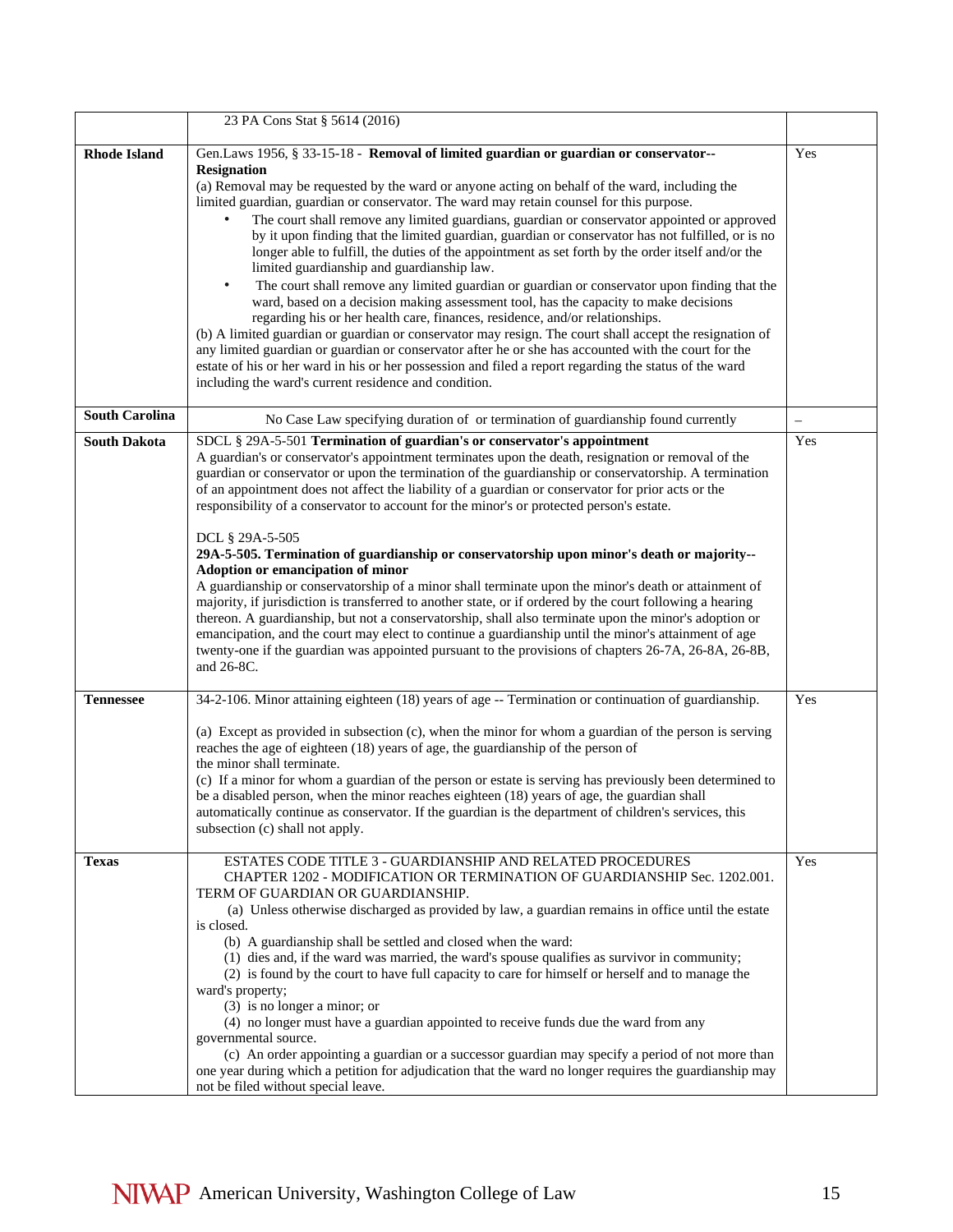| | | |
|---|---|---|
| | 23 PA Cons Stat § 5614 (2016) | |
| **Rhode Island** | Gen.Laws 1956, § 33-15-18 - **Removal of limited guardian or guardian or conservator--Resignation**<br>(a) Removal may be requested by the ward or anyone acting on behalf of the ward, including the limited guardian, guardian or conservator. The ward may retain counsel for this purpose.<br>• The court shall remove any limited guardians, guardian or conservator appointed or approved by it upon finding that the limited guardian, guardian or conservator has not fulfilled, or is no longer able to fulfill, the duties of the appointment as set forth by the order itself and/or the limited guardianship and guardianship law.<br>• The court shall remove any limited guardian or guardian or conservator upon finding that the ward, based on a decision making assessment tool, has the capacity to make decisions regarding his or her health care, finances, residence, and/or relationships.<br>(b) A limited guardian or guardian or conservator may resign. The court shall accept the resignation of any limited guardian or guardian or conservator after he or she has accounted with the court for the estate of his or her ward in his or her possession and filed a report regarding the status of the ward including the ward's current residence and condition. | Yes |
| **South Carolina** | No Case Law specifying duration of or termination of guardianship found currently | – |
| **South Dakota** | SDCL § 29A-5-501 **Termination of guardian's or conservator's appointment**<br>A guardian's or conservator's appointment terminates upon the death, resignation or removal of the guardian or conservator or upon the termination of the guardianship or conservatorship. A termination of an appointment does not affect the liability of a guardian or conservator for prior acts or the responsibility of a conservator to account for the minor's or protected person's estate.<br><br>DCL § 29A-5-505<br>**29A-5-505. Termination of guardianship or conservatorship upon minor's death or majority--Adoption or emancipation of minor**<br>A guardianship or conservatorship of a minor shall terminate upon the minor's death or attainment of majority, if jurisdiction is transferred to another state, or if ordered by the court following a hearing thereon. A guardianship, but not a conservatorship, shall also terminate upon the minor's adoption or emancipation, and the court may elect to continue a guardianship until the minor's attainment of age twenty-one if the guardian was appointed pursuant to the provisions of chapters 26-7A, 26-8A, 26-8B, and 26-8C. | Yes |
| **Tennessee** | 34-2-106. Minor attaining eighteen (18) years of age -- Termination or continuation of guardianship.<br><br>(a) Except as provided in subsection (c), when the minor for whom a guardian of the person is serving reaches the age of eighteen (18) years of age, the guardianship of the person of the minor shall terminate.<br>(c) If a minor for whom a guardian of the person or estate is serving has previously been determined to be a disabled person, when the minor reaches eighteen (18) years of age, the guardian shall automatically continue as conservator. If the guardian is the department of children's services, this subsection (c) shall not apply. | Yes |
| **Texas** | ESTATES CODE TITLE 3 - GUARDIANSHIP AND RELATED PROCEDURES<br>CHAPTER 1202 - MODIFICATION OR TERMINATION OF GUARDIANSHIP Sec. 1202.001. TERM OF GUARDIAN OR GUARDIANSHIP.<br>(a) Unless otherwise discharged as provided by law, a guardian remains in office until the estate is closed.<br>(b) A guardianship shall be settled and closed when the ward:<br>(1) dies and, if the ward was married, the ward's spouse qualifies as survivor in community;<br>(2) is found by the court to have full capacity to care for himself or herself and to manage the ward's property;<br>(3) is no longer a minor; or<br>(4) no longer must have a guardian appointed to receive funds due the ward from any governmental source.<br>(c) An order appointing a guardian or a successor guardian may specify a period of not more than one year during which a petition for adjudication that the ward no longer requires the guardianship may not be filed without special leave. | Yes |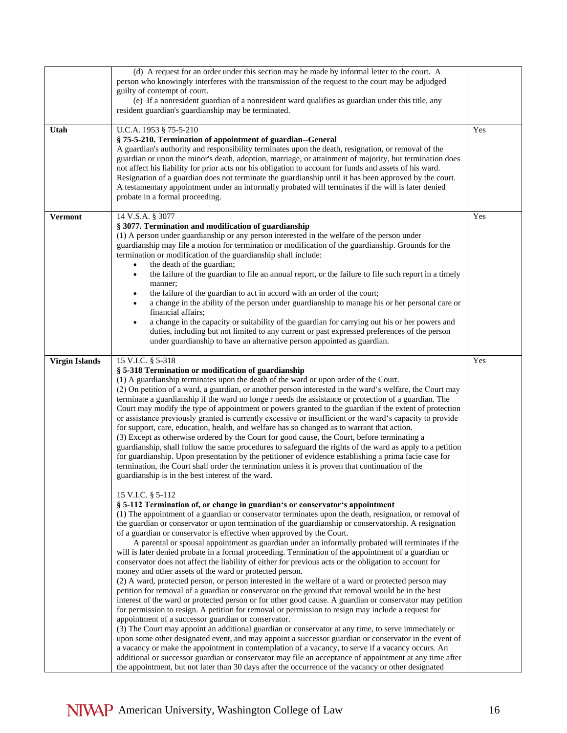| | | |
|---|---|---|
| | (d) A request for an order under this section may be made by informal letter to the court. A person who knowingly interferes with the transmission of the request to the court may be adjudged guilty of contempt of court.<br>(e) If a nonresident guardian of a nonresident ward qualifies as guardian under this title, any resident guardian's guardianship may be terminated. | |
| **Utah** | U.C.A. 1953 § 75-5-210<br>**§ 75-5-210. Termination of appointment of guardian--General**<br>A guardian's authority and responsibility terminates upon the death, resignation, or removal of the guardian or upon the minor's death, adoption, marriage, or attainment of majority, but termination does not affect his liability for prior acts nor his obligation to account for funds and assets of his ward. Resignation of a guardian does not terminate the guardianship until it has been approved by the court. A testamentary appointment under an informally probated will terminates if the will is later denied probate in a formal proceeding. | Yes |
| **Vermont** | 14 V.S.A. § 3077<br>**§ 3077. Termination and modification of guardianship**<br>(1) A person under guardianship or any person interested in the welfare of the person under guardianship may file a motion for termination or modification of the guardianship. Grounds for the termination or modification of the guardianship shall include:<br>• the death of the guardian;<br>• the failure of the guardian to file an annual report, or the failure to file such report in a timely manner;<br>• the failure of the guardian to act in accord with an order of the court;<br>• a change in the ability of the person under guardianship to manage his or her personal care or financial affairs;<br>• a change in the capacity or suitability of the guardian for carrying out his or her powers and duties, including but not limited to any current or past expressed preferences of the person under guardianship to have an alternative person appointed as guardian. | Yes |
| **Virgin Islands** | 15 V.I.C. § 5-318<br>**§ 5-318 Termination or modification of guardianship**<br>(1) A guardianship terminates upon the death of the ward or upon order of the Court.<br>(2) On petition of a ward, a guardian, or another person interested in the ward's welfare, the Court may terminate a guardianship if the ward no longe r needs the assistance or protection of a guardian. The Court may modify the type of appointment or powers granted to the guardian if the extent of protection or assistance previously granted is currently excessive or insufficient or the ward's capacity to provide for support, care, education, health, and welfare has so changed as to warrant that action.<br>(3) Except as otherwise ordered by the Court for good cause, the Court, before terminating a guardianship, shall follow the same procedures to safeguard the rights of the ward as apply to a petition for guardianship. Upon presentation by the petitioner of evidence establishing a prima facie case for termination, the Court shall order the termination unless it is proven that continuation of the guardianship is in the best interest of the ward.<br><br>15 V.I.C. § 5-112<br>**§ 5-112 Termination of, or change in guardian's or conservator's appointment**<br>(1) The appointment of a guardian or conservator terminates upon the death, resignation, or removal of the guardian or conservator or upon termination of the guardianship or conservatorship. A resignation of a guardian or conservator is effective when approved by the Court.<br>A parental or spousal appointment as guardian under an informally probated will terminates if the will is later denied probate in a formal proceeding. Termination of the appointment of a guardian or conservator does not affect the liability of either for previous acts or the obligation to account for money and other assets of the ward or protected person.<br>(2) A ward, protected person, or person interested in the welfare of a ward or protected person may petition for removal of a guardian or conservator on the ground that removal would be in the best interest of the ward or protected person or for other good cause. A guardian or conservator may petition for permission to resign. A petition for removal or permission to resign may include a request for appointment of a successor guardian or conservator.<br>(3) The Court may appoint an additional guardian or conservator at any time, to serve immediately or upon some other designated event, and may appoint a successor guardian or conservator in the event of a vacancy or make the appointment in contemplation of a vacancy, to serve if a vacancy occurs. An additional or successor guardian or conservator may file an acceptance of appointment at any time after the appointment, but not later than 30 days after the occurrence of the vacancy or other designated | Yes |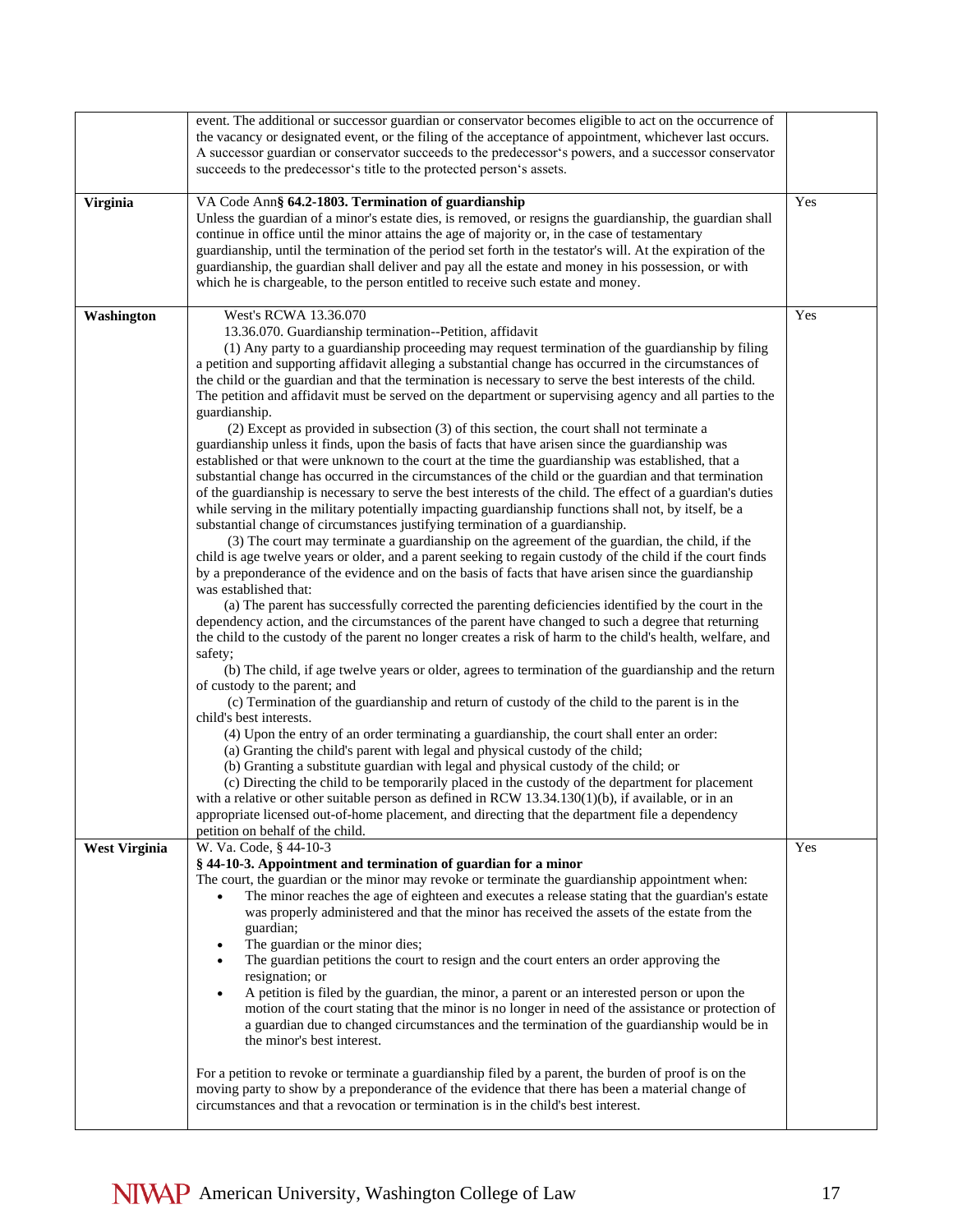| | | |
|---|---|---|
| | event. The additional or successor guardian or conservator becomes eligible to act on the occurrence of the vacancy or designated event, or the filing of the acceptance of appointment, whichever last occurs. A successor guardian or conservator succeeds to the predecessor's powers, and a successor conservator succeeds to the predecessor's title to the protected person's assets. | |
| **Virginia** | VA Code Ann **§ 64.2-1803. Termination of guardianship**<br>Unless the guardian of a minor's estate dies, is removed, or resigns the guardianship, the guardian shall continue in office until the minor attains the age of majority or, in the case of testamentary guardianship, until the termination of the period set forth in the testator's will. At the expiration of the guardianship, the guardian shall deliver and pay all the estate and money in his possession, or with which he is chargeable, to the person entitled to receive such estate and money. | Yes |
| **Washington** | West's RCWA 13.36.070<br>13.36.070. Guardianship termination--Petition, affidavit<br>(1) Any party to a guardianship proceeding may request termination of the guardianship by filing a petition and supporting affidavit alleging a substantial change has occurred in the circumstances of the child or the guardian and that the termination is necessary to serve the best interests of the child. The petition and affidavit must be served on the department or supervising agency and all parties to the guardianship.<br>(2) Except as provided in subsection (3) of this section, the court shall not terminate a guardianship unless it finds, upon the basis of facts that have arisen since the guardianship was established or that were unknown to the court at the time the guardianship was established, that a substantial change has occurred in the circumstances of the child or the guardian and that termination of the guardianship is necessary to serve the best interests of the child. The effect of a guardian's duties while serving in the military potentially impacting guardianship functions shall not, by itself, be a substantial change of circumstances justifying termination of a guardianship.<br>(3) The court may terminate a guardianship on the agreement of the guardian, the child, if the child is age twelve years or older, and a parent seeking to regain custody of the child if the court finds by a preponderance of the evidence and on the basis of facts that have arisen since the guardianship was established that:<br>(a) The parent has successfully corrected the parenting deficiencies identified by the court in the dependency action, and the circumstances of the parent have changed to such a degree that returning the child to the custody of the parent no longer creates a risk of harm to the child's health, welfare, and safety;<br>(b) The child, if age twelve years or older, agrees to termination of the guardianship and the return of custody to the parent; and<br>(c) Termination of the guardianship and return of custody of the child to the parent is in the child's best interests.<br>(4) Upon the entry of an order terminating a guardianship, the court shall enter an order:<br>(a) Granting the child's parent with legal and physical custody of the child;<br>(b) Granting a substitute guardian with legal and physical custody of the child; or<br>(c) Directing the child to be temporarily placed in the custody of the department for placement with a relative or other suitable person as defined in RCW 13.34.130(1)(b), if available, or in an appropriate licensed out-of-home placement, and directing that the department file a dependency petition on behalf of the child. | Yes |
| **West Virginia** | W. Va. Code, § 44-10-3<br>**§ 44-10-3. Appointment and termination of guardian for a minor**<br>The court, the guardian or the minor may revoke or terminate the guardianship appointment when:<br>• The minor reaches the age of eighteen and executes a release stating that the guardian's estate was properly administered and that the minor has received the assets of the estate from the guardian;<br>• The guardian or the minor dies;<br>• The guardian petitions the court to resign and the court enters an order approving the resignation; or<br>• A petition is filed by the guardian, the minor, a parent or an interested person or upon the motion of the court stating that the minor is no longer in need of the assistance or protection of a guardian due to changed circumstances and the termination of the guardianship would be in the minor's best interest.<br><br>For a petition to revoke or terminate a guardianship filed by a parent, the burden of proof is on the moving party to show by a preponderance of the evidence that there has been a material change of circumstances and that a revocation or termination is in the child's best interest. | Yes |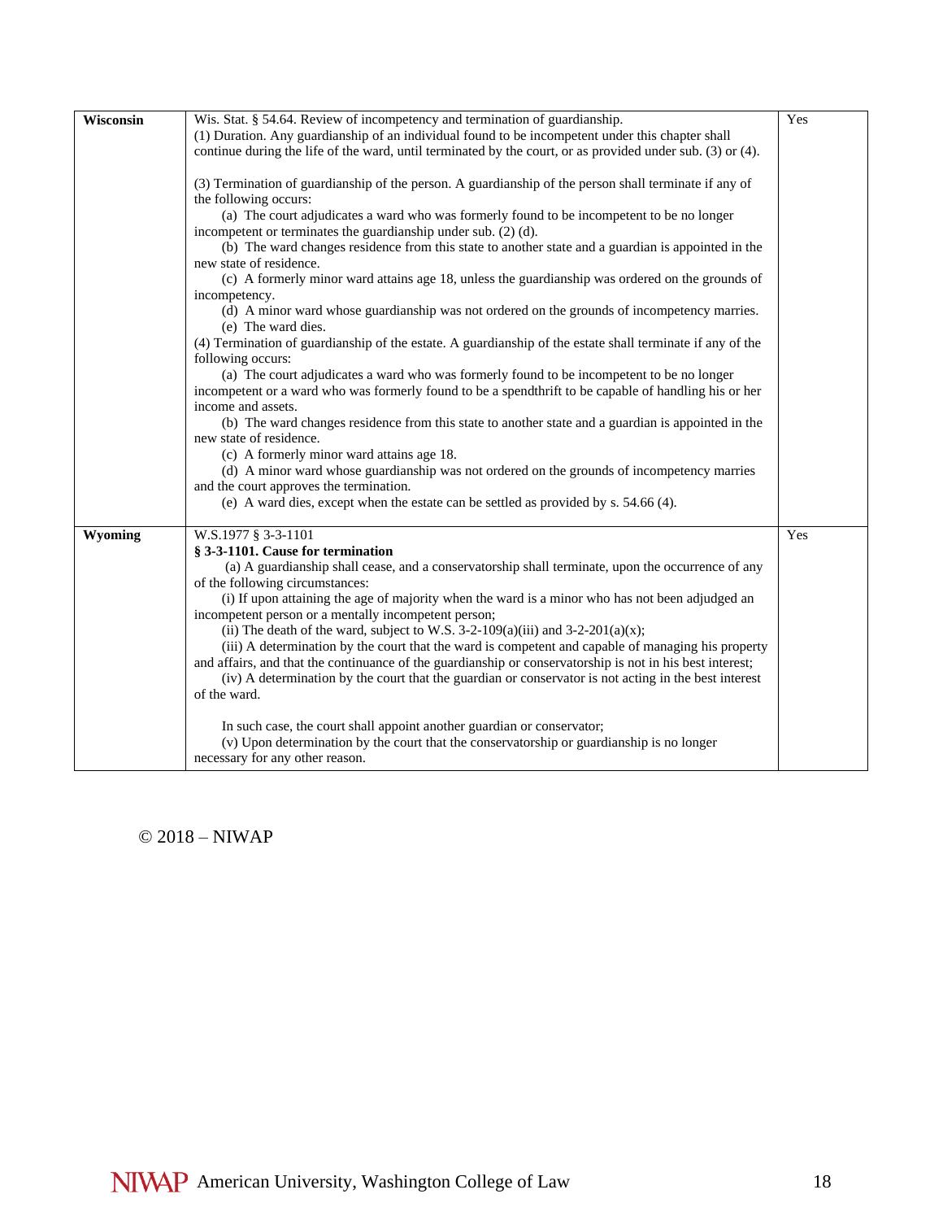| | | |
|---|---|---|
| **Wisconsin** | Wis. Stat. § 54.64. Review of incompetency and termination of guardianship.<br>(1) Duration. Any guardianship of an individual found to be incompetent under this chapter shall continue during the life of the ward, until terminated by the court, or as provided under sub. (3) or (4).<br><br>(3) Termination of guardianship of the person. A guardianship of the person shall terminate if any of the following occurs:<br>(a) The court adjudicates a ward who was formerly found to be incompetent to be no longer incompetent or terminates the guardianship under sub. (2) (d).<br>(b) The ward changes residence from this state to another state and a guardian is appointed in the new state of residence.<br>(c) A formerly minor ward attains age 18, unless the guardianship was ordered on the grounds of incompetency.<br>(d) A minor ward whose guardianship was not ordered on the grounds of incompetency marries.<br>(e) The ward dies.<br>(4) Termination of guardianship of the estate. A guardianship of the estate shall terminate if any of the following occurs:<br>(a) The court adjudicates a ward who was formerly found to be incompetent to be no longer incompetent or a ward who was formerly found to be a spendthrift to be capable of handling his or her income and assets.<br>(b) The ward changes residence from this state to another state and a guardian is appointed in the new state of residence.<br>(c) A formerly minor ward attains age 18.<br>(d) A minor ward whose guardianship was not ordered on the grounds of incompetency marries and the court approves the termination.<br>(e) A ward dies, except when the estate can be settled as provided by s. 54.66 (4). | Yes |
| **Wyoming** | W.S.1977 § 3-3-1101<br>**§ 3-3-1101. Cause for termination**<br>(a) A guardianship shall cease, and a conservatorship shall terminate, upon the occurrence of any of the following circumstances:<br>(i) If upon attaining the age of majority when the ward is a minor who has not been adjudged an incompetent person or a mentally incompetent person;<br>(ii) The death of the ward, subject to W.S. 3-2-109(a)(iii) and 3-2-201(a)(x);<br>(iii) A determination by the court that the ward is competent and capable of managing his property and affairs, and that the continuance of the guardianship or conservatorship is not in his best interest;<br>(iv) A determination by the court that the guardian or conservator is not acting in the best interest of the ward.<br><br>In such case, the court shall appoint another guardian or conservator;<br>(v) Upon determination by the court that the conservatorship or guardianship is no longer necessary for any other reason. | Yes |

© 2018 – NIWAP